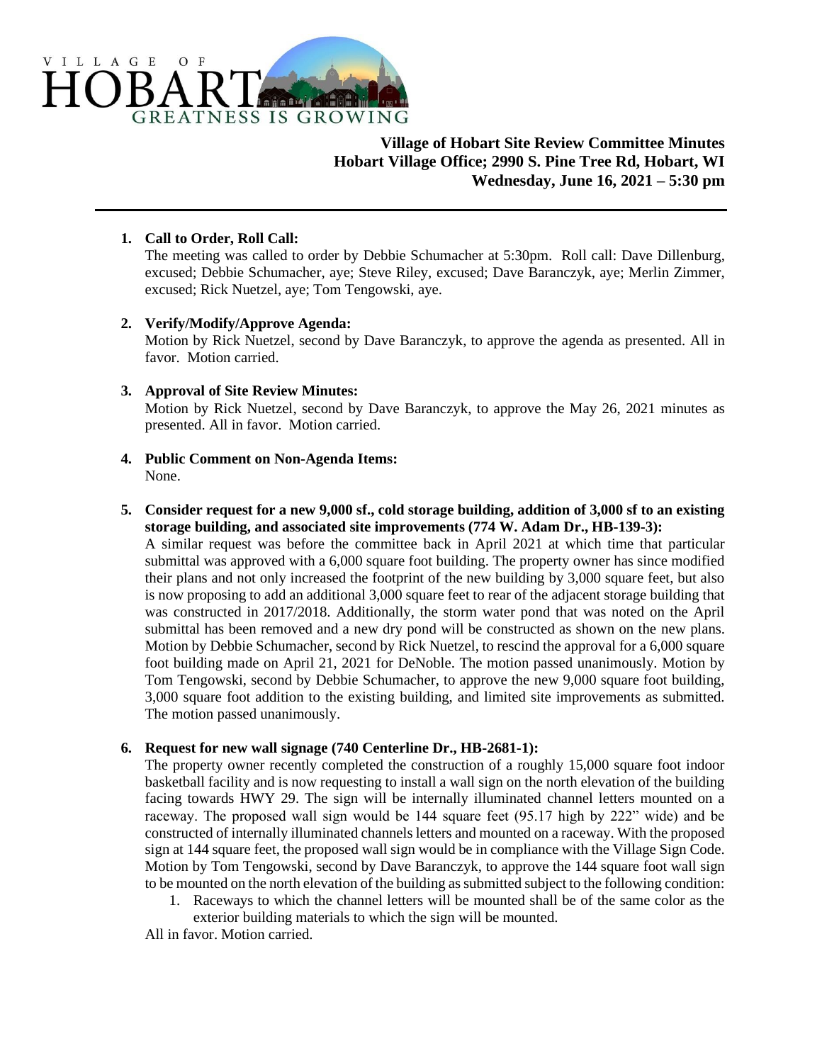VILLAGE OF HOBART
GREATNESS IS GROWING

**Village of Hobart Site Review Committee Minutes**
**Hobart Village Office; 2990 S. Pine Tree Rd, Hobart, WI**
**Wednesday, June 16, 2021 – 5:30 pm**

---

1. **Call to Order, Roll Call:**
   The meeting was called to order by Debbie Schumacher at 5:30pm. Roll call: Dave Dillenburg, excused; Debbie Schumacher, aye; Steve Riley, excused; Dave Baranczyk, aye; Merlin Zimmer, excused; Rick Nuetzel, aye; Tom Tengowski, aye.

2. **Verify/Modify/Approve Agenda:**
   Motion by Rick Nuetzel, second by Dave Baranczyk, to approve the agenda as presented. All in favor. Motion carried.

3. **Approval of Site Review Minutes:**
   Motion by Rick Nuetzel, second by Dave Baranczyk, to approve the May 26, 2021 minutes as presented. All in favor. Motion carried.

4. **Public Comment on Non-Agenda Items:**
   None.

5. **Consider request for a new 9,000 sf., cold storage building, addition of 3,000 sf to an existing storage building, and associated site improvements (774 W. Adam Dr., HB-139-3):**
   A similar request was before the committee back in April 2021 at which time that particular submittal was approved with a 6,000 square foot building. The property owner has since modified their plans and not only increased the footprint of the new building by 3,000 square feet, but also is now proposing to add an additional 3,000 square feet to rear of the adjacent storage building that was constructed in 2017/2018. Additionally, the storm water pond that was noted on the April submittal has been removed and a new dry pond will be constructed as shown on the new plans. Motion by Debbie Schumacher, second by Rick Nuetzel, to rescind the approval for a 6,000 square foot building made on April 21, 2021 for DeNoble. The motion passed unanimously. Motion by Tom Tengowski, second by Debbie Schumacher, to approve the new 9,000 square foot building, 3,000 square foot addition to the existing building, and limited site improvements as submitted. The motion passed unanimously.

6. **Request for new wall signage (740 Centerline Dr., HB-2681-1):**
   The property owner recently completed the construction of a roughly 15,000 square foot indoor basketball facility and is now requesting to install a wall sign on the north elevation of the building facing towards HWY 29. The sign will be internally illuminated channel letters mounted on a raceway. The proposed wall sign would be 144 square feet (95.17 high by 222" wide) and be constructed of internally illuminated channels letters and mounted on a raceway. With the proposed sign at 144 square feet, the proposed wall sign would be in compliance with the Village Sign Code. Motion by Tom Tengowski, second by Dave Baranczyk, to approve the 144 square foot wall sign to be mounted on the north elevation of the building as submitted subject to the following condition:
   1. Raceways to which the channel letters will be mounted shall be of the same color as the exterior building materials to which the sign will be mounted.

   All in favor. Motion carried.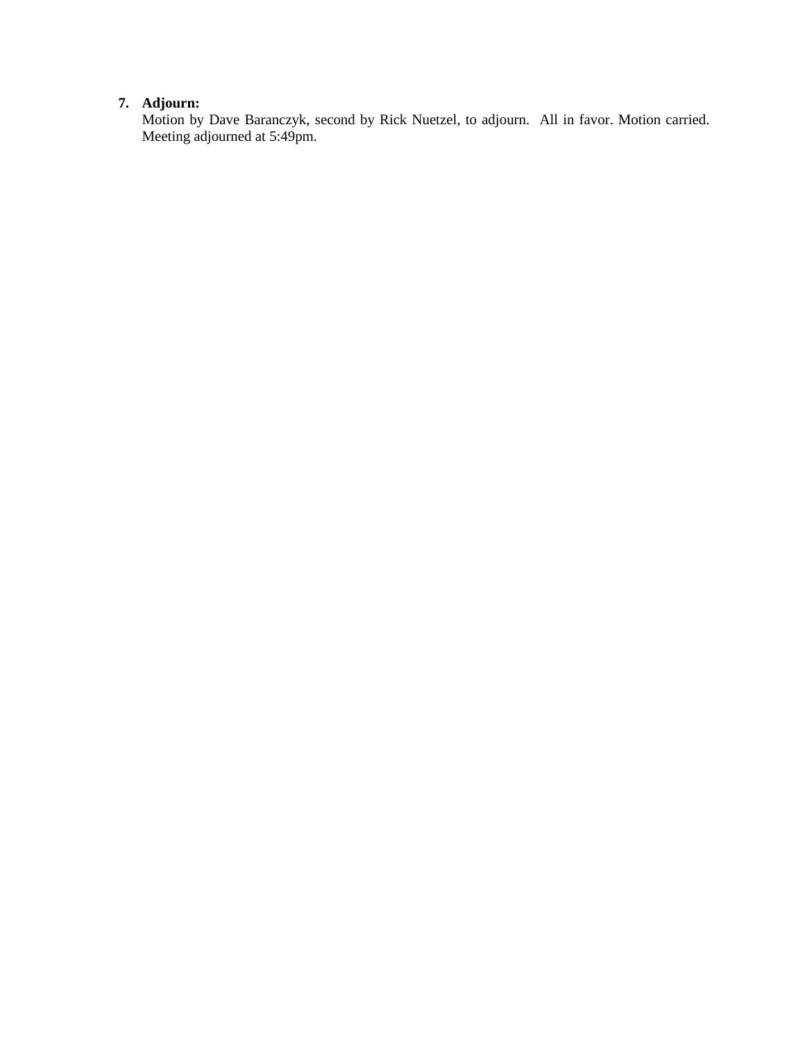7. **Adjourn:**
   Motion by Dave Baranczyk, second by Rick Nuetzel, to adjourn. All in favor. Motion carried. Meeting adjourned at 5:49pm.